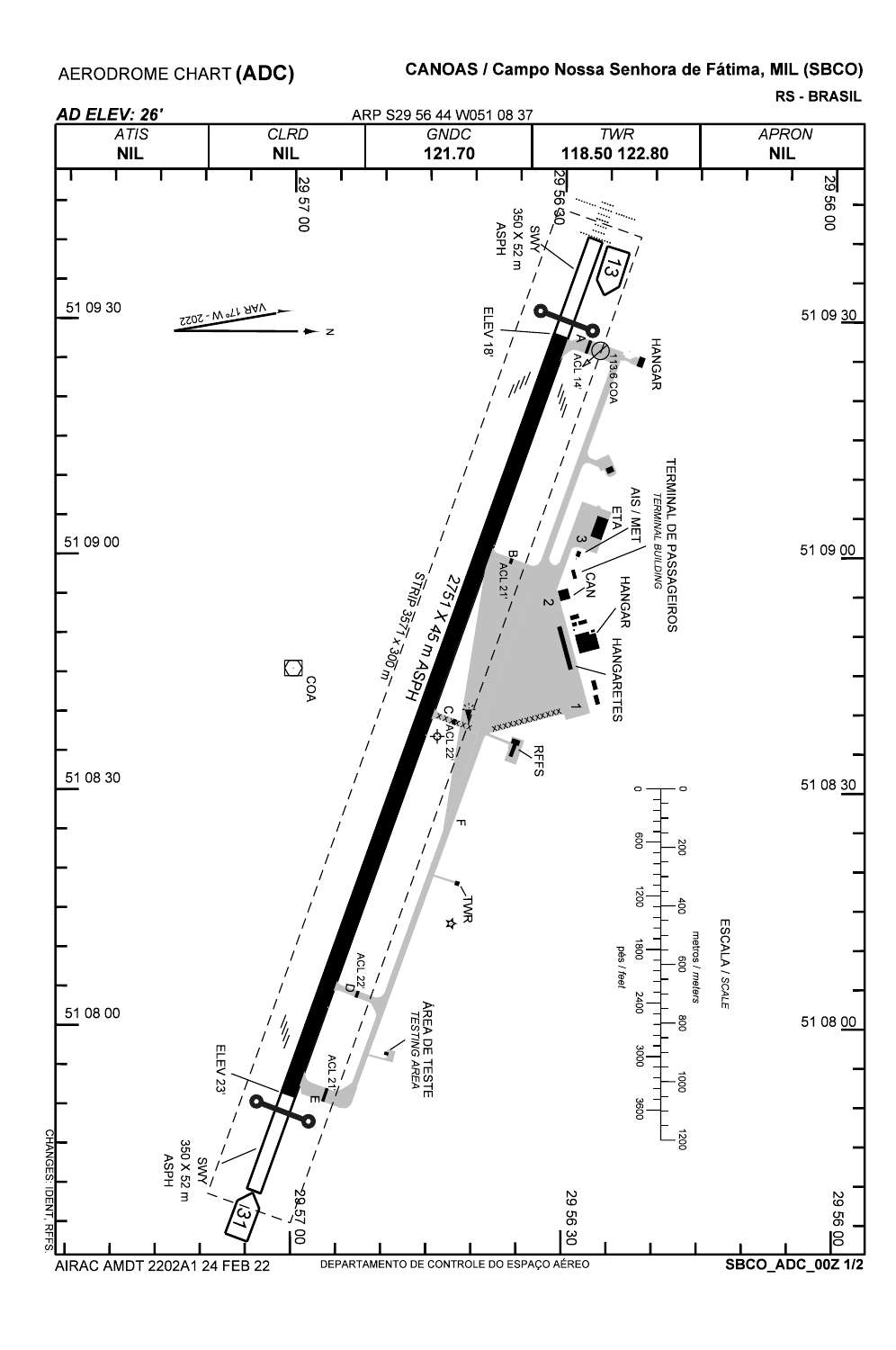# AERODROME CHART (ADC)

**CANOAS / Campo Nossa Senhora de Fátima, MIL (SBCO)**

**RS - BRASIL**

***AD ELEV: 26'*** ARP S29 56 44 W051 08 37

| *ATIS* | *CLRD* | *GNDC* | *TWR* | *APRON* |
|---|---|---|---|---|
| **NIL** | **NIL** | **121.70** | **118.50 122.80** | **NIL** |

29 57 00 | 29 56 30 | 29 56 00

51 09 30 | 51 09 00 | 51 08 30 | 51 08 00

VAR 17° W - 2022 | N

13 | 31

SWY 350 X 52 m ASPH

ELEV 18' | ELEV 23'

2751 X 45 m ASPH

STRIP 3571 x 300 m

A | ACL 14' | 113.6 COA

B | ACL 21'

C | ACL 22'

D | ACL 22'

E | ACL 21'

F

1 | 2 | 3

HANGAR

TERMINAL DE PASSAGEIROS *TERMINAL BUILDING*

AIS / MET

ETA

CAN

HANGARETES

RFFS

TWR

COA

ÁREA DE TESTE *TESTING AREA*

ESCALA / *SCALE*

metros / *meters*: 0, 200, 400, 600, 800, 1000, 1200

pés / *feet*: 0, 600, 1200, 1800, 2400, 3000, 3600

CHANGES: IDENT, RFFS.

AIRAC AMDT 2202A1 24 FEB 22

DEPARTAMENTO DE CONTROLE DO ESPAÇO AÉREO

SBCO_ADC_00Z 1/2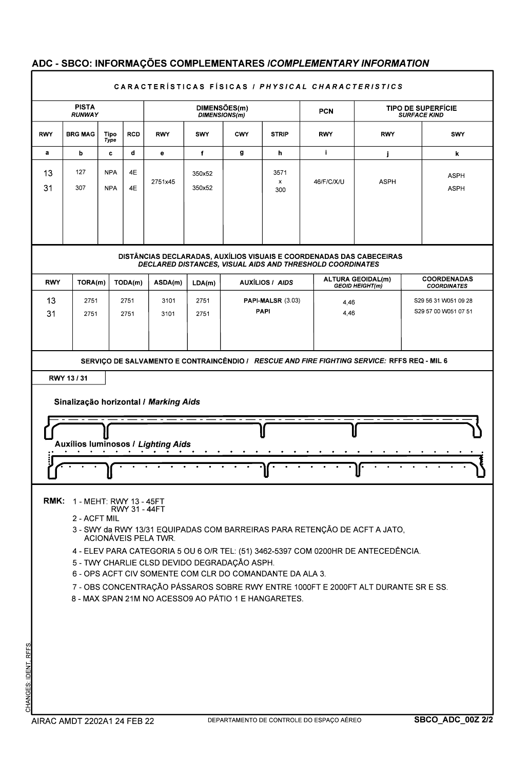## ADC - SBCO: INFORMAÇÕES COMPLEMENTARES /*COMPLEMENTARY INFORMATION*

**CARACTERÍSTICAS FÍSICAS / *PHYSICAL CHARACTERISTICS***

| PISTA *RUNWAY* | | | | DIMENSÕES(m) *DIMENSIONS(m)* | | | | PCN | TIPO DE SUPERFÍCIE *SURFACE KIND* | |
|---|---|---|---|---|---|---|---|---|---|---|
| RWY | BRG MAG | Tipo *Type* | RCD | RWY | SWY | CWY | STRIP | RWY | RWY | SWY |
| a | b | c | d | e | f | g | h | i | j | k |
| 13 | 127 | NPA | 4E | 2751x45 | 350x52 | | 3571 x 300 | 46/F/C/X/U | ASPH | ASPH |
| 31 | 307 | NPA | 4E | | 350x52 | | | | | ASPH |

**DISTÂNCIAS DECLARADAS, AUXÍLIOS VISUAIS E COORDENADAS DAS CABECEIRAS**
***DECLARED DISTANCES, VISUAL AIDS AND THRESHOLD COORDINATES***

| RWY | TORA(m) | TODA(m) | ASDA(m) | LDA(m) | AUXÍLIOS / *AIDS* | ALTURA GEOIDAL(m) *GEOID HEIGHT(m)* | COORDENADAS *COORDINATES* |
|---|---|---|---|---|---|---|---|
| 13 | 2751 | 2751 | 3101 | 2751 | PAPI-MALSR (3.03) | 4,46 | S29 56 31 W051 09 28 |
| 31 | 2751 | 2751 | 3101 | 2751 | PAPI | 4,46 | S29 57 00 W051 07 51 |

**SERVIÇO DE SALVAMENTO E CONTRAINCÊNDIO / *RESCUE AND FIRE FIGHTING SERVICE:* RFFS REQ - MIL 6**

**RWY 13 / 31**

**Sinalização horizontal / *Marking Aids***

**Auxílios luminosos / *Lighting Aids***

**RMK:**
1 - MEHT: RWY 13 - 45FT
RWY 31 - 44FT
2 - ACFT MIL
3 - SWY da RWY 13/31 EQUIPADAS COM BARREIRAS PARA RETENÇÃO DE ACFT A JATO, ACIONÁVEIS PELA TWR.
4 - ELEV PARA CATEGORIA 5 OU 6 O/R TEL: (51) 3462-5397 COM 0200HR DE ANTECEDÊNCIA.
5 - TWY CHARLIE CLSD DEVIDO DEGRADAÇÃO ASPH.
6 - OPS ACFT CIV SOMENTE COM CLR DO COMANDANTE DA ALA 3.
7 - OBS CONCENTRAÇÃO PÁSSAROS SOBRE RWY ENTRE 1000FT E 2000FT ALT DURANTE SR E SS.
8 - MAX SPAN 21M NO ACESSO9 AO PÁTIO 1 E HANGARETES.

CHANGES: IDENT, RFFS

AIRAC AMDT 2202A1 24 FEB 22 DEPARTAMENTO DE CONTROLE DO ESPAÇO AÉREO SBCO_ADC_00Z 2/2